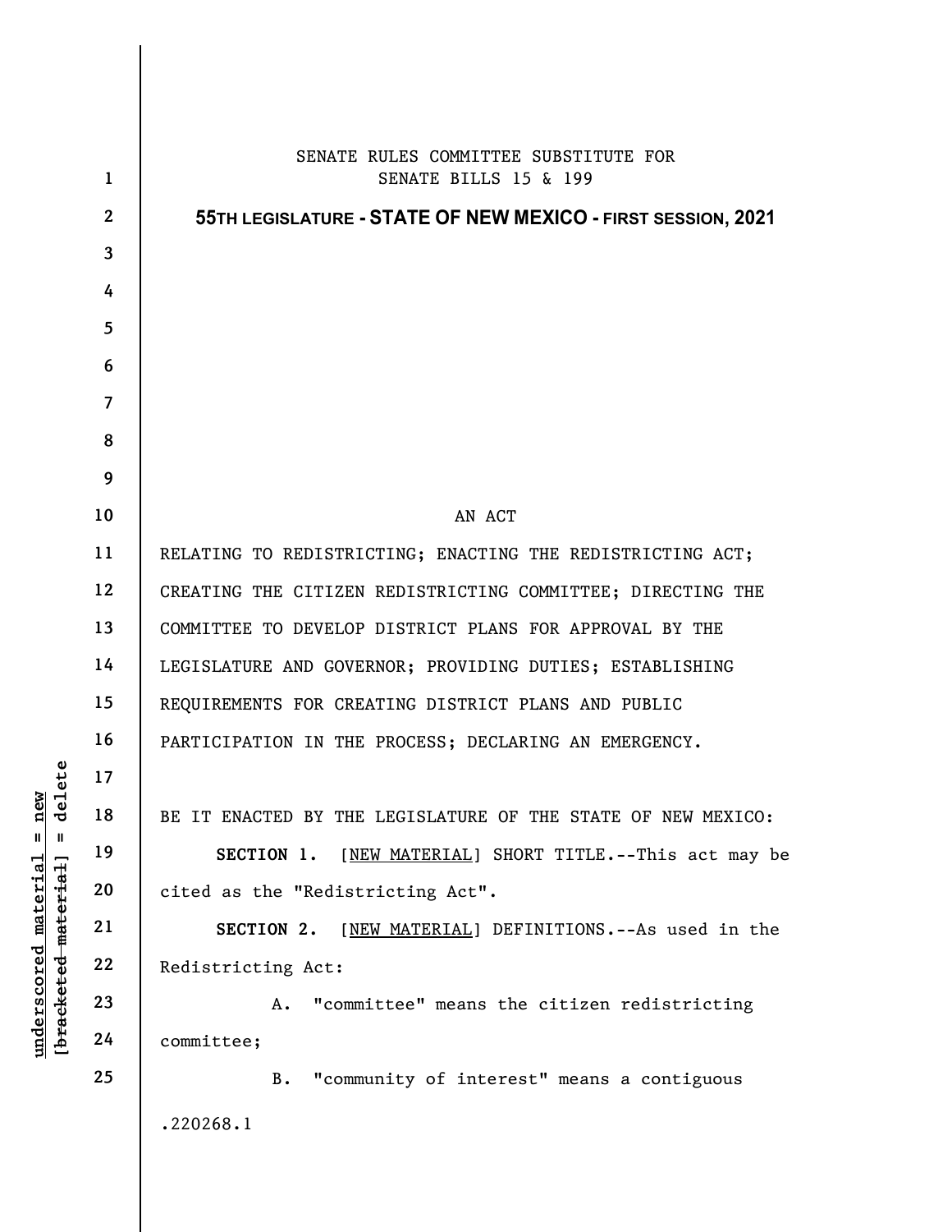SENATE RULES COMMITTEE SUBSTITUTE FOR
SENATE BILLS 15 & 199

**55TH LEGISLATURE - STATE OF NEW MEXICO - FIRST SESSION, 2021**

AN ACT

RELATING TO REDISTRICTING; ENACTING THE REDISTRICTING ACT; CREATING THE CITIZEN REDISTRICTING COMMITTEE; DIRECTING THE COMMITTEE TO DEVELOP DISTRICT PLANS FOR APPROVAL BY THE LEGISLATURE AND GOVERNOR; PROVIDING DUTIES; ESTABLISHING REQUIREMENTS FOR CREATING DISTRICT PLANS AND PUBLIC PARTICIPATION IN THE PROCESS; DECLARING AN EMERGENCY.

BE IT ENACTED BY THE LEGISLATURE OF THE STATE OF NEW MEXICO:

**SECTION 1.** [NEW MATERIAL] SHORT TITLE.--This act may be cited as the "Redistricting Act".

**SECTION 2.** [NEW MATERIAL] DEFINITIONS.--As used in the Redistricting Act:

A. "committee" means the citizen redistricting committee;

B. "community of interest" means a contiguous

.220268.1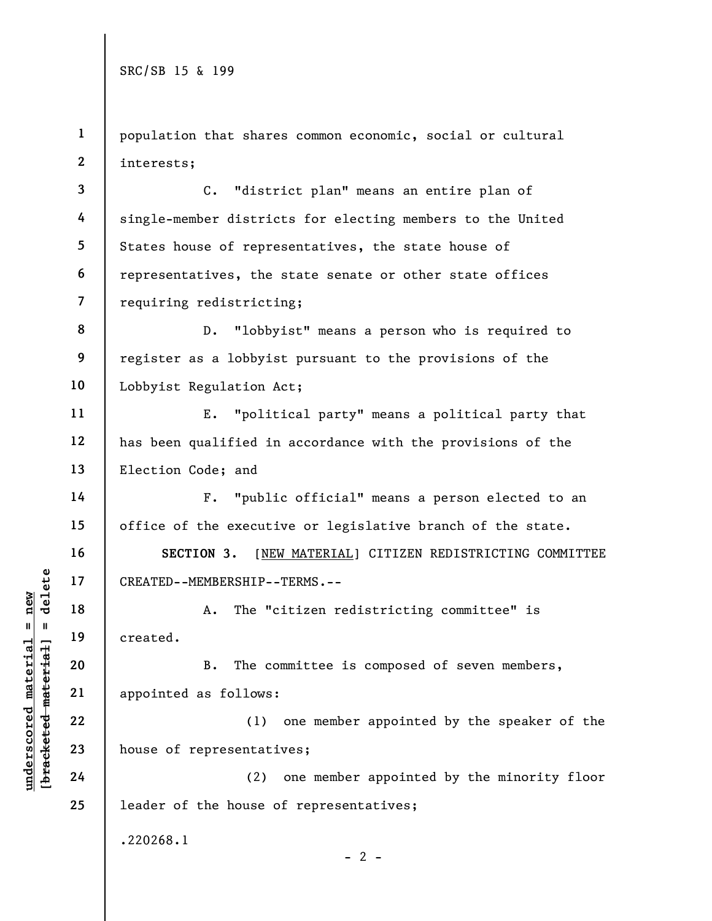population that shares common economic, social or cultural interests;

C. "district plan" means an entire plan of single-member districts for electing members to the United States house of representatives, the state house of representatives, the state senate or other state offices requiring redistricting;

D. "lobbyist" means a person who is required to register as a lobbyist pursuant to the provisions of the Lobbyist Regulation Act;

E. "political party" means a political party that has been qualified in accordance with the provisions of the Election Code; and

F. "public official" means a person elected to an office of the executive or legislative branch of the state.

**SECTION 3.** [<u>NEW MATERIAL</u>] CITIZEN REDISTRICTING COMMITTEE CREATED--MEMBERSHIP--TERMS.--

A. The "citizen redistricting committee" is created.

B. The committee is composed of seven members, appointed as follows:

(1) one member appointed by the speaker of the house of representatives;

(2) one member appointed by the minority floor leader of the house of representatives;

.220268.1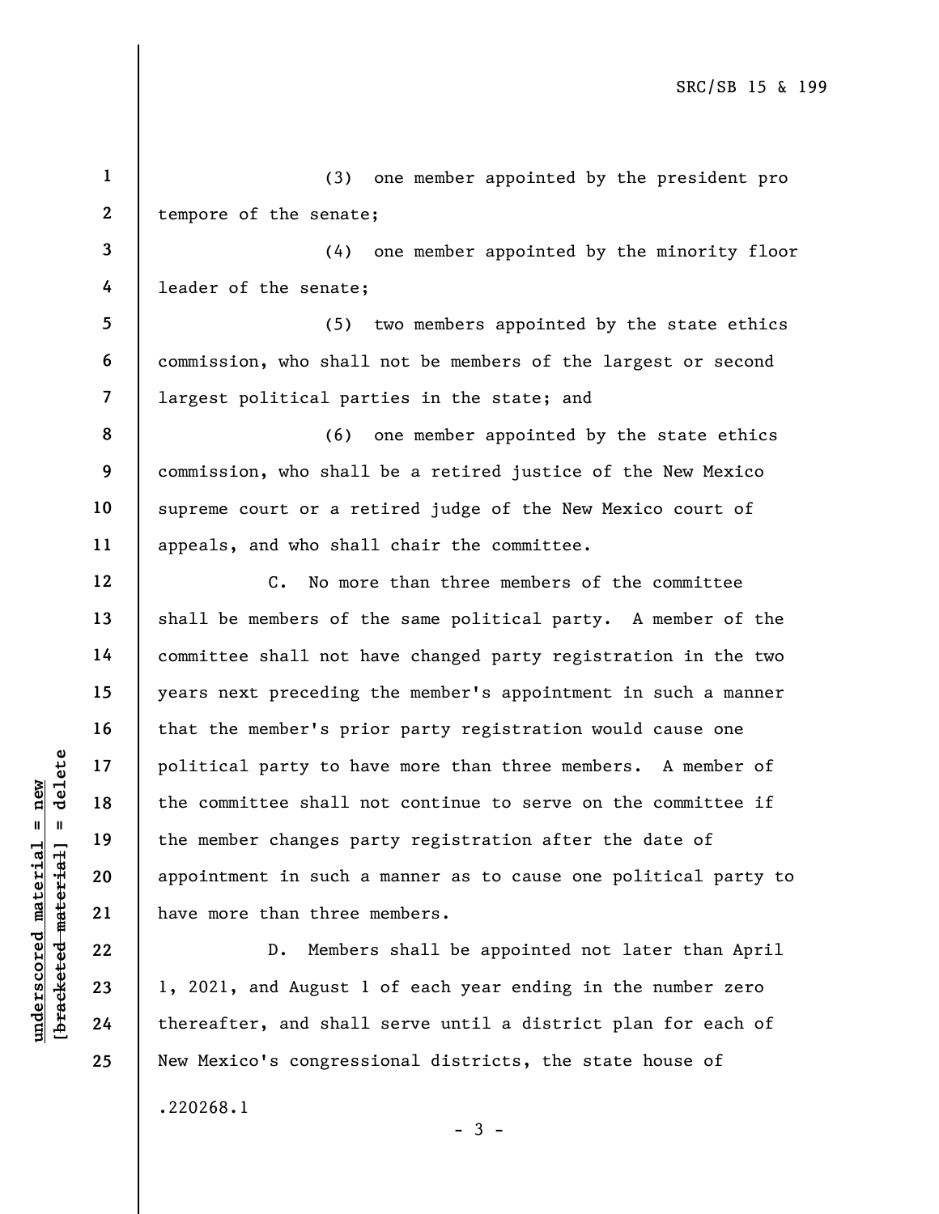(3) one member appointed by the president pro tempore of the senate;

(4) one member appointed by the minority floor leader of the senate;

(5) two members appointed by the state ethics commission, who shall not be members of the largest or second largest political parties in the state; and

(6) one member appointed by the state ethics commission, who shall be a retired justice of the New Mexico supreme court or a retired judge of the New Mexico court of appeals, and who shall chair the committee.

C. No more than three members of the committee shall be members of the same political party. A member of the committee shall not have changed party registration in the two years next preceding the member's appointment in such a manner that the member's prior party registration would cause one political party to have more than three members. A member of the committee shall not continue to serve on the committee if the member changes party registration after the date of appointment in such a manner as to cause one political party to have more than three members.

D. Members shall be appointed not later than April 1, 2021, and August 1 of each year ending in the number zero thereafter, and shall serve until a district plan for each of New Mexico's congressional districts, the state house of

.220268.1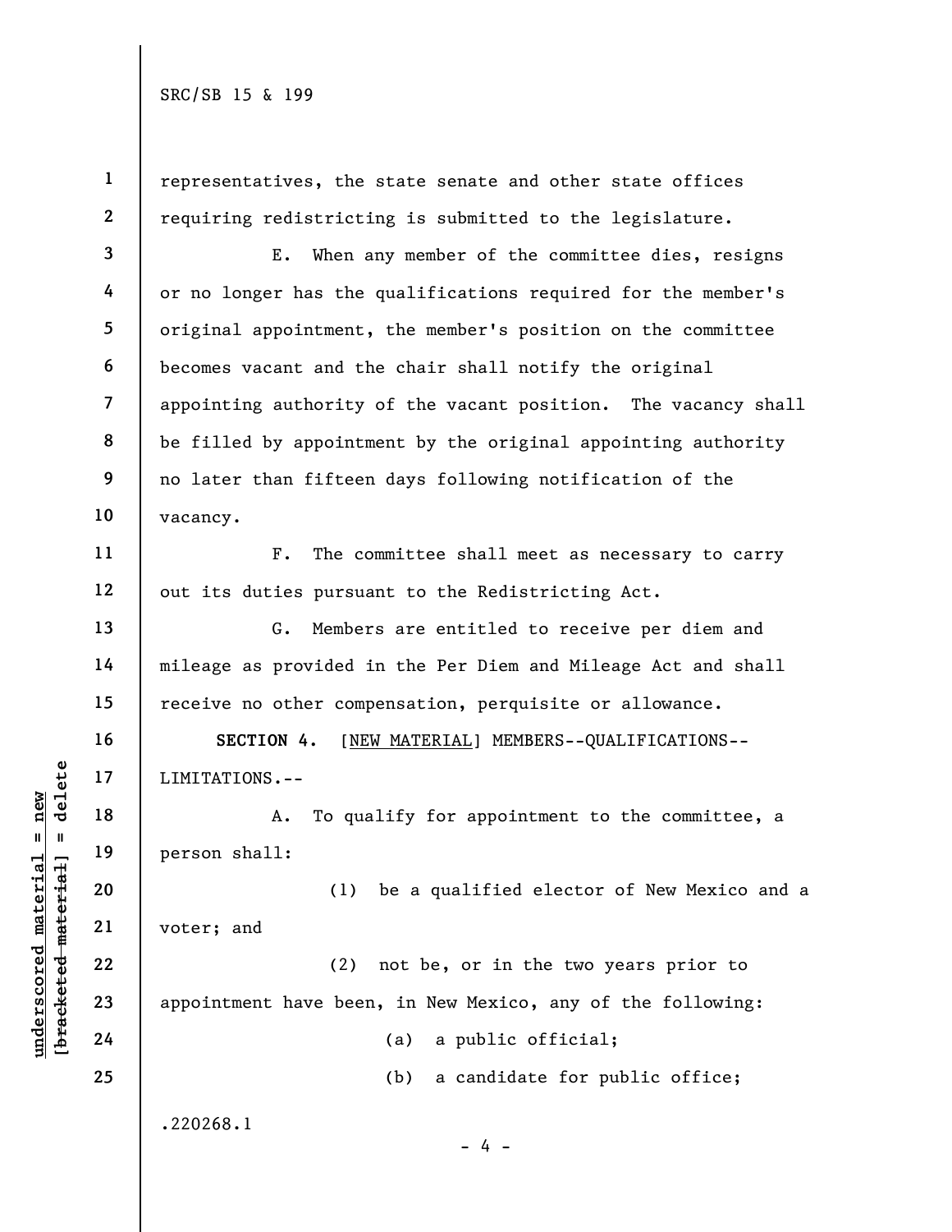representatives, the state senate and other state offices requiring redistricting is submitted to the legislature.

E. When any member of the committee dies, resigns or no longer has the qualifications required for the member's original appointment, the member's position on the committee becomes vacant and the chair shall notify the original appointing authority of the vacant position. The vacancy shall be filled by appointment by the original appointing authority no later than fifteen days following notification of the vacancy.

F. The committee shall meet as necessary to carry out its duties pursuant to the Redistricting Act.

G. Members are entitled to receive per diem and mileage as provided in the Per Diem and Mileage Act and shall receive no other compensation, perquisite or allowance.

**SECTION 4.** [NEW MATERIAL] MEMBERS--QUALIFICATIONS--LIMITATIONS.--

A. To qualify for appointment to the committee, a person shall:

(1) be a qualified elector of New Mexico and a voter; and

(2) not be, or in the two years prior to appointment have been, in New Mexico, any of the following:

(a) a public official;

(b) a candidate for public office;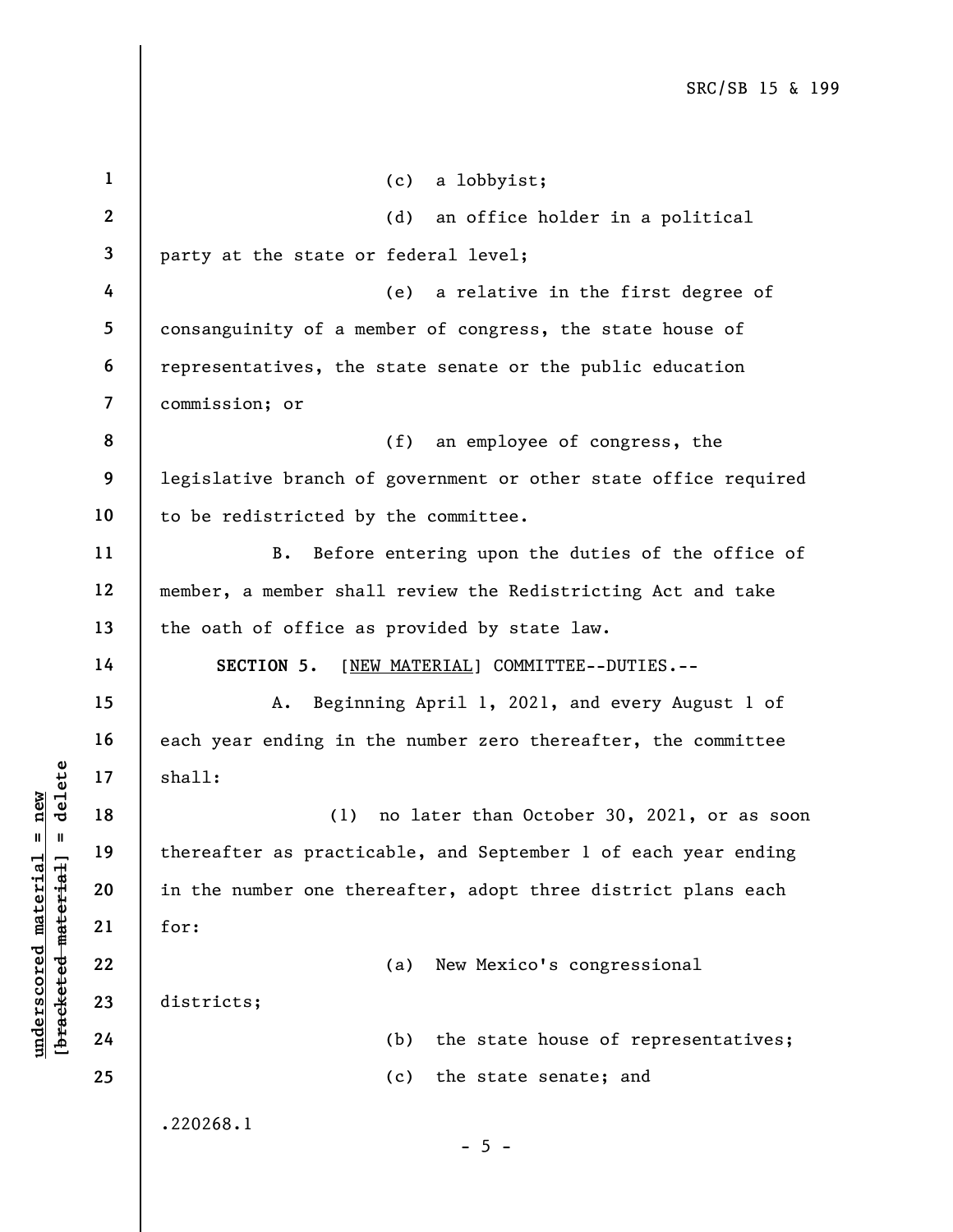(c) a lobbyist;

(d) an office holder in a political party at the state or federal level;

(e) a relative in the first degree of consanguinity of a member of congress, the state house of representatives, the state senate or the public education commission; or

(f) an employee of congress, the legislative branch of government or other state office required to be redistricted by the committee.

B. Before entering upon the duties of the office of member, a member shall review the Redistricting Act and take the oath of office as provided by state law.

**SECTION 5.** [NEW MATERIAL] COMMITTEE--DUTIES.--

A. Beginning April 1, 2021, and every August 1 of each year ending in the number zero thereafter, the committee shall:

(1) no later than October 30, 2021, or as soon thereafter as practicable, and September 1 of each year ending in the number one thereafter, adopt three district plans each for:

(a) New Mexico's congressional districts;

(b) the state house of representatives;

(c) the state senate; and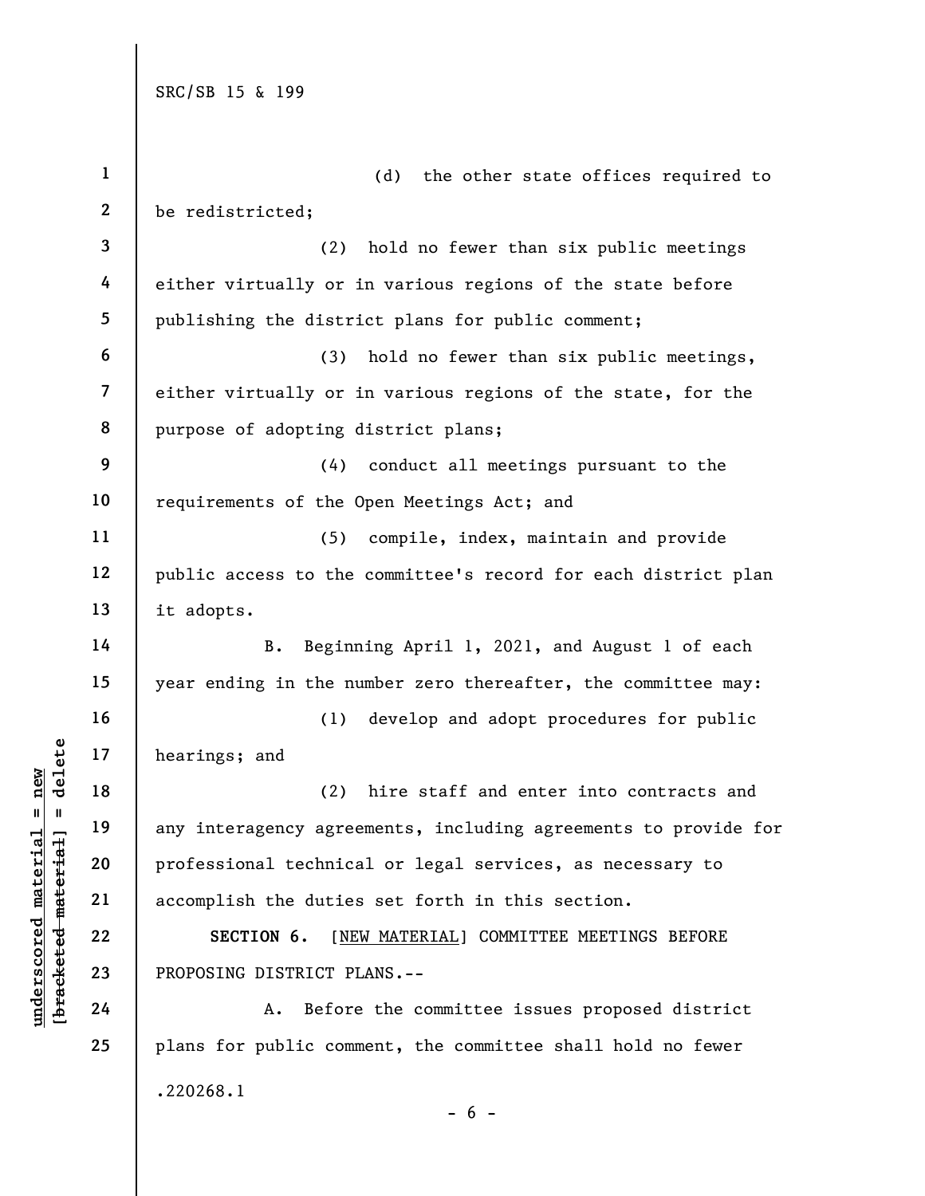(d) the other state offices required to be redistricted;

(2) hold no fewer than six public meetings either virtually or in various regions of the state before publishing the district plans for public comment;

(3) hold no fewer than six public meetings, either virtually or in various regions of the state, for the purpose of adopting district plans;

(4) conduct all meetings pursuant to the requirements of the Open Meetings Act; and

(5) compile, index, maintain and provide public access to the committee's record for each district plan it adopts.

B. Beginning April 1, 2021, and August 1 of each year ending in the number zero thereafter, the committee may:

(1) develop and adopt procedures for public hearings; and

(2) hire staff and enter into contracts and any interagency agreements, including agreements to provide for professional technical or legal services, as necessary to accomplish the duties set forth in this section.

**SECTION 6.** [NEW MATERIAL] COMMITTEE MEETINGS BEFORE PROPOSING DISTRICT PLANS.--

A. Before the committee issues proposed district plans for public comment, the committee shall hold no fewer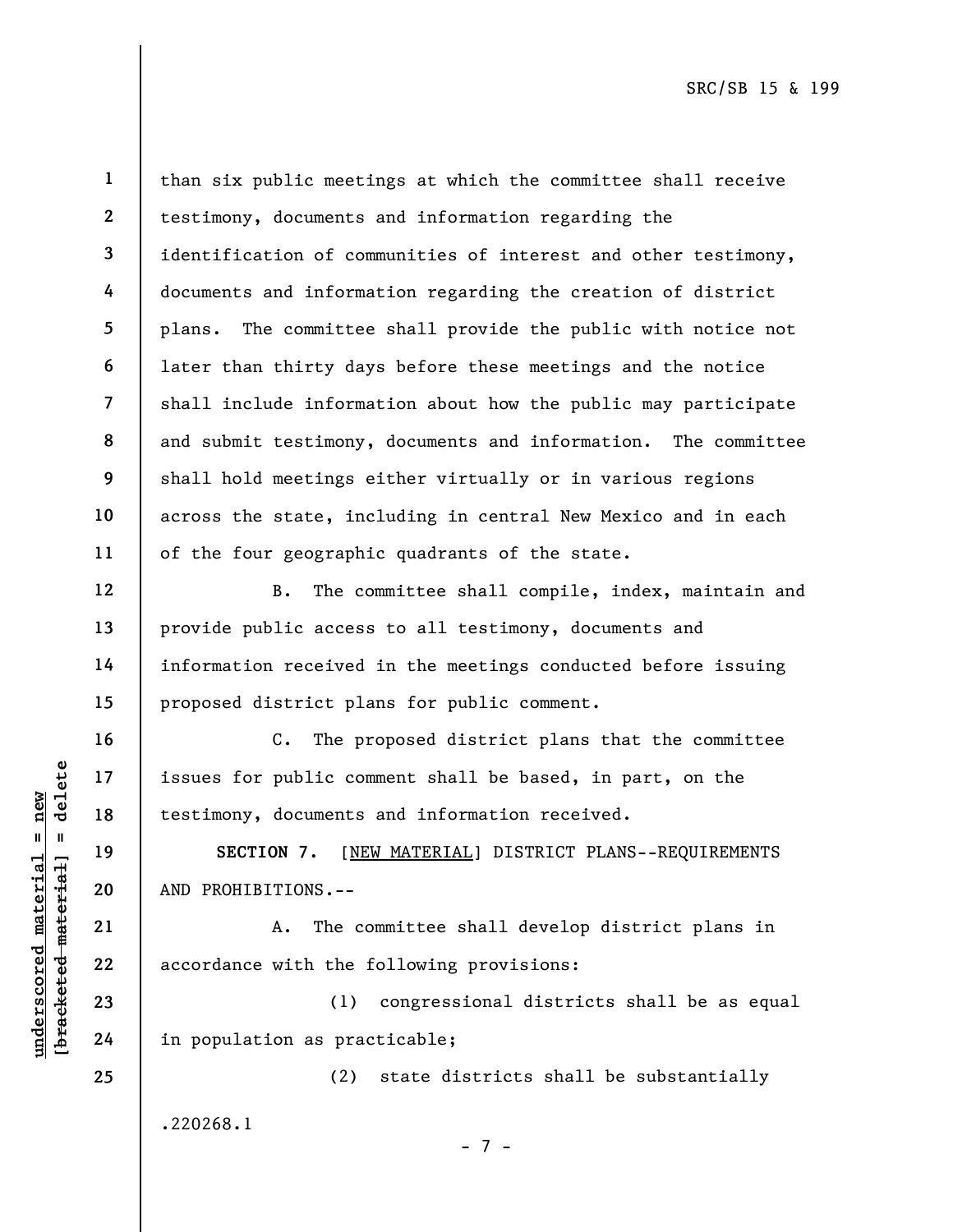than six public meetings at which the committee shall receive testimony, documents and information regarding the identification of communities of interest and other testimony, documents and information regarding the creation of district plans. The committee shall provide the public with notice not later than thirty days before these meetings and the notice shall include information about how the public may participate and submit testimony, documents and information. The committee shall hold meetings either virtually or in various regions across the state, including in central New Mexico and in each of the four geographic quadrants of the state.

B. The committee shall compile, index, maintain and provide public access to all testimony, documents and information received in the meetings conducted before issuing proposed district plans for public comment.

C. The proposed district plans that the committee issues for public comment shall be based, in part, on the testimony, documents and information received.

**SECTION 7.** [NEW MATERIAL] DISTRICT PLANS--REQUIREMENTS AND PROHIBITIONS.--

A. The committee shall develop district plans in accordance with the following provisions:

(1) congressional districts shall be as equal in population as practicable;

(2) state districts shall be substantially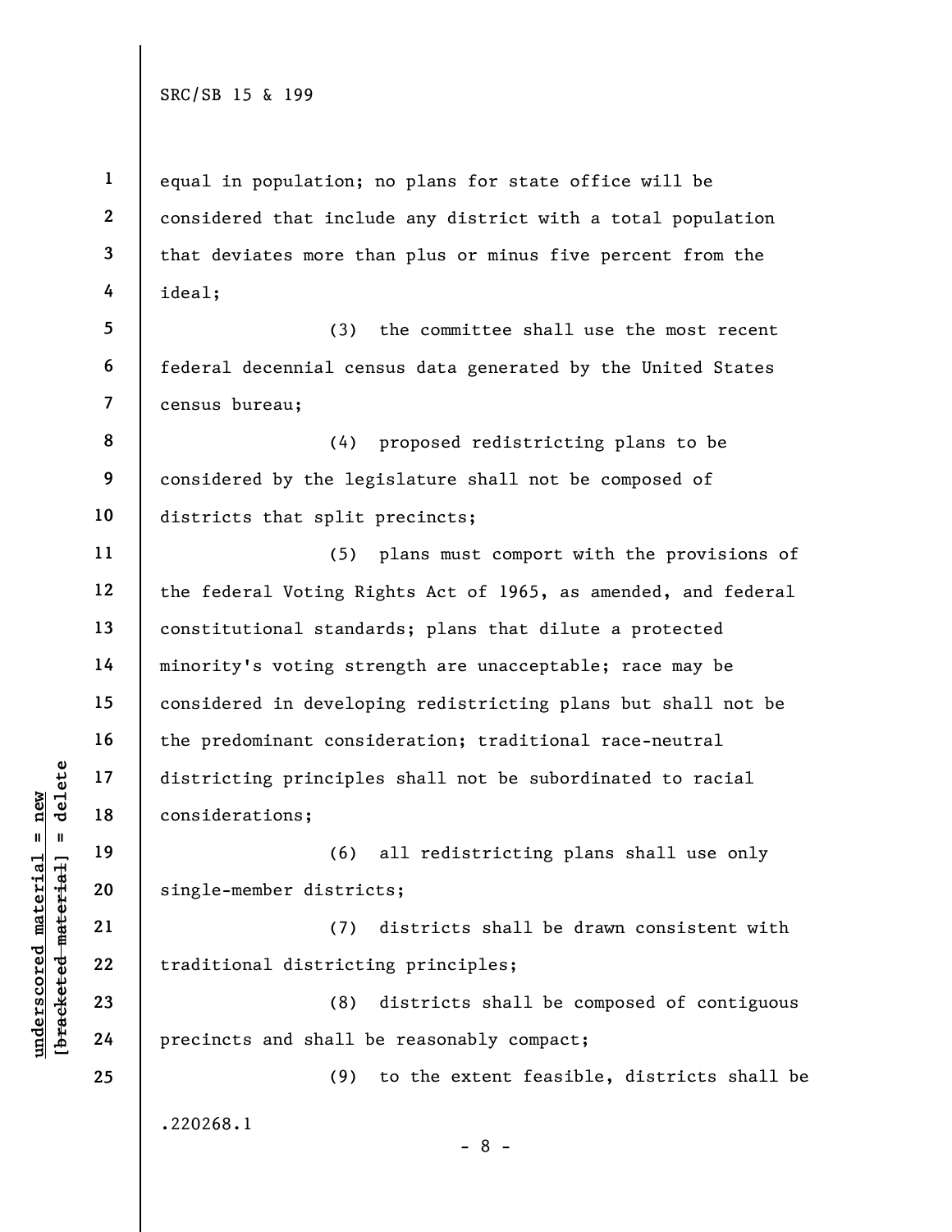equal in population; no plans for state office will be considered that include any district with a total population that deviates more than plus or minus five percent from the ideal;

(3) the committee shall use the most recent federal decennial census data generated by the United States census bureau;

(4) proposed redistricting plans to be considered by the legislature shall not be composed of districts that split precincts;

(5) plans must comport with the provisions of the federal Voting Rights Act of 1965, as amended, and federal constitutional standards; plans that dilute a protected minority's voting strength are unacceptable; race may be considered in developing redistricting plans but shall not be the predominant consideration; traditional race-neutral districting principles shall not be subordinated to racial considerations;

(6) all redistricting plans shall use only single-member districts;

(7) districts shall be drawn consistent with traditional districting principles;

(8) districts shall be composed of contiguous precincts and shall be reasonably compact;

(9) to the extent feasible, districts shall be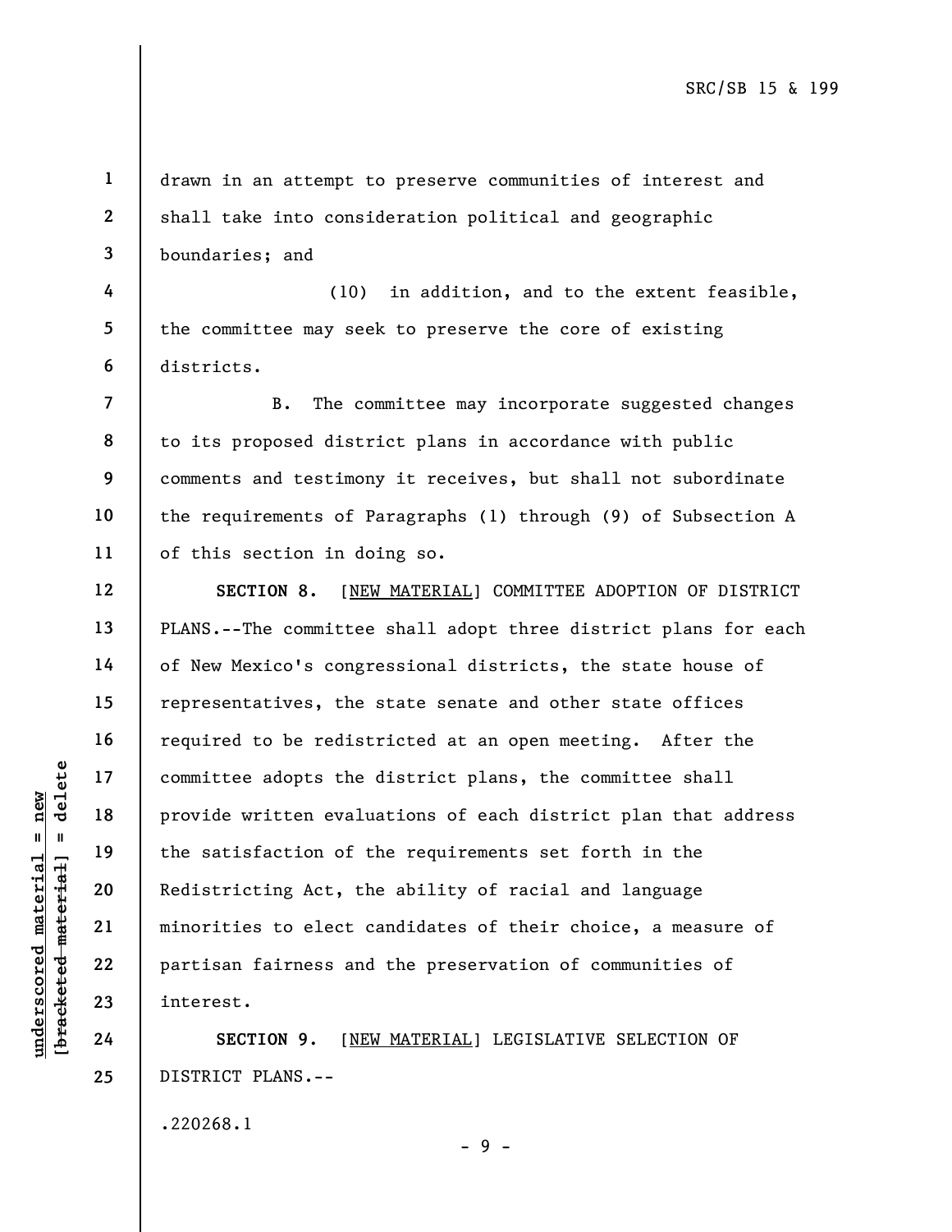drawn in an attempt to preserve communities of interest and shall take into consideration political and geographic boundaries; and

(10) in addition, and to the extent feasible, the committee may seek to preserve the core of existing districts.

B. The committee may incorporate suggested changes to its proposed district plans in accordance with public comments and testimony it receives, but shall not subordinate the requirements of Paragraphs (1) through (9) of Subsection A of this section in doing so.

**SECTION 8.** [NEW MATERIAL] COMMITTEE ADOPTION OF DISTRICT PLANS.--The committee shall adopt three district plans for each of New Mexico's congressional districts, the state house of representatives, the state senate and other state offices required to be redistricted at an open meeting. After the committee adopts the district plans, the committee shall provide written evaluations of each district plan that address the satisfaction of the requirements set forth in the Redistricting Act, the ability of racial and language minorities to elect candidates of their choice, a measure of partisan fairness and the preservation of communities of interest.

**SECTION 9.** [NEW MATERIAL] LEGISLATIVE SELECTION OF DISTRICT PLANS.--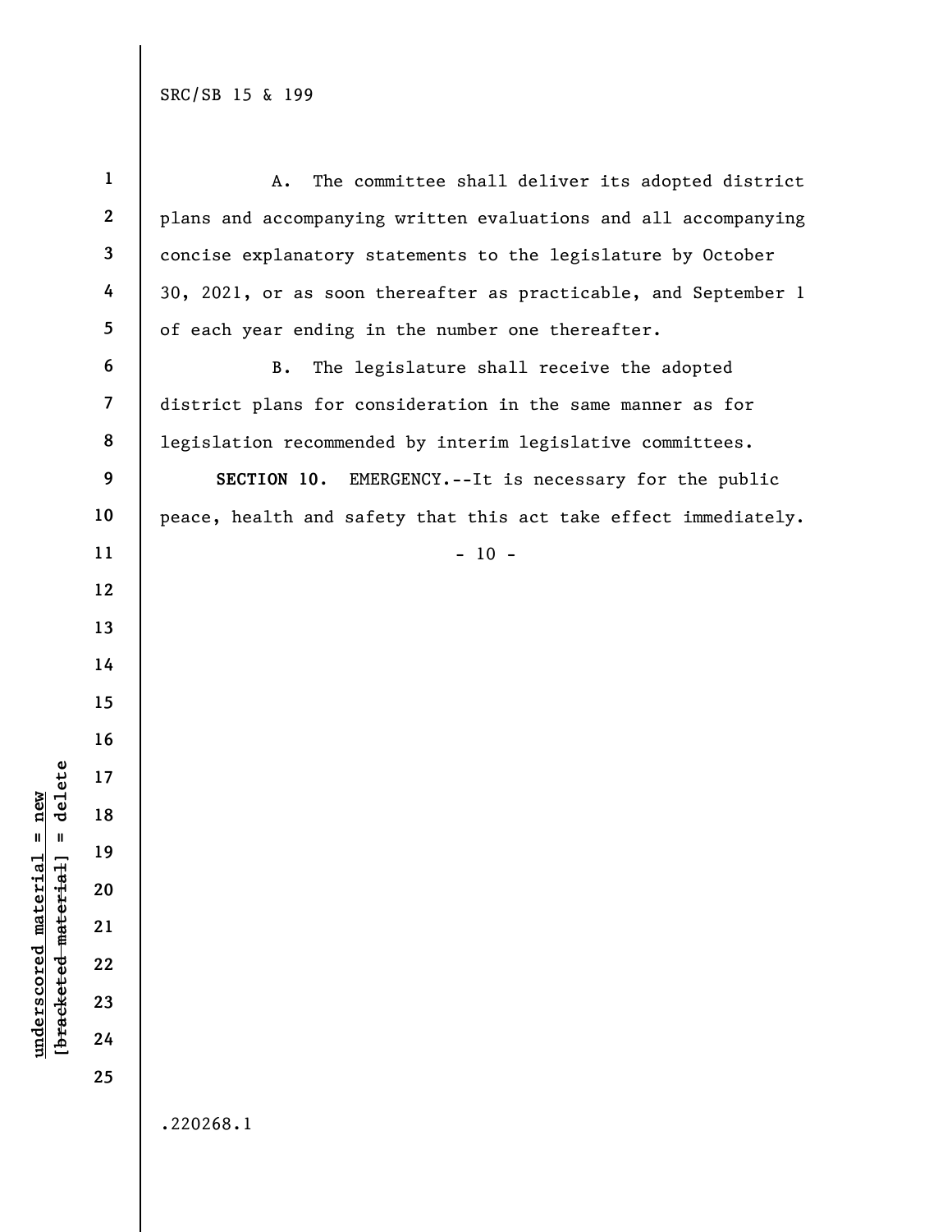A. The committee shall deliver its adopted district plans and accompanying written evaluations and all accompanying concise explanatory statements to the legislature by October 30, 2021, or as soon thereafter as practicable, and September 1 of each year ending in the number one thereafter.

B. The legislature shall receive the adopted district plans for consideration in the same manner as for legislation recommended by interim legislative committees.

**SECTION 10.** EMERGENCY.--It is necessary for the public peace, health and safety that this act take effect immediately.

.220268.1